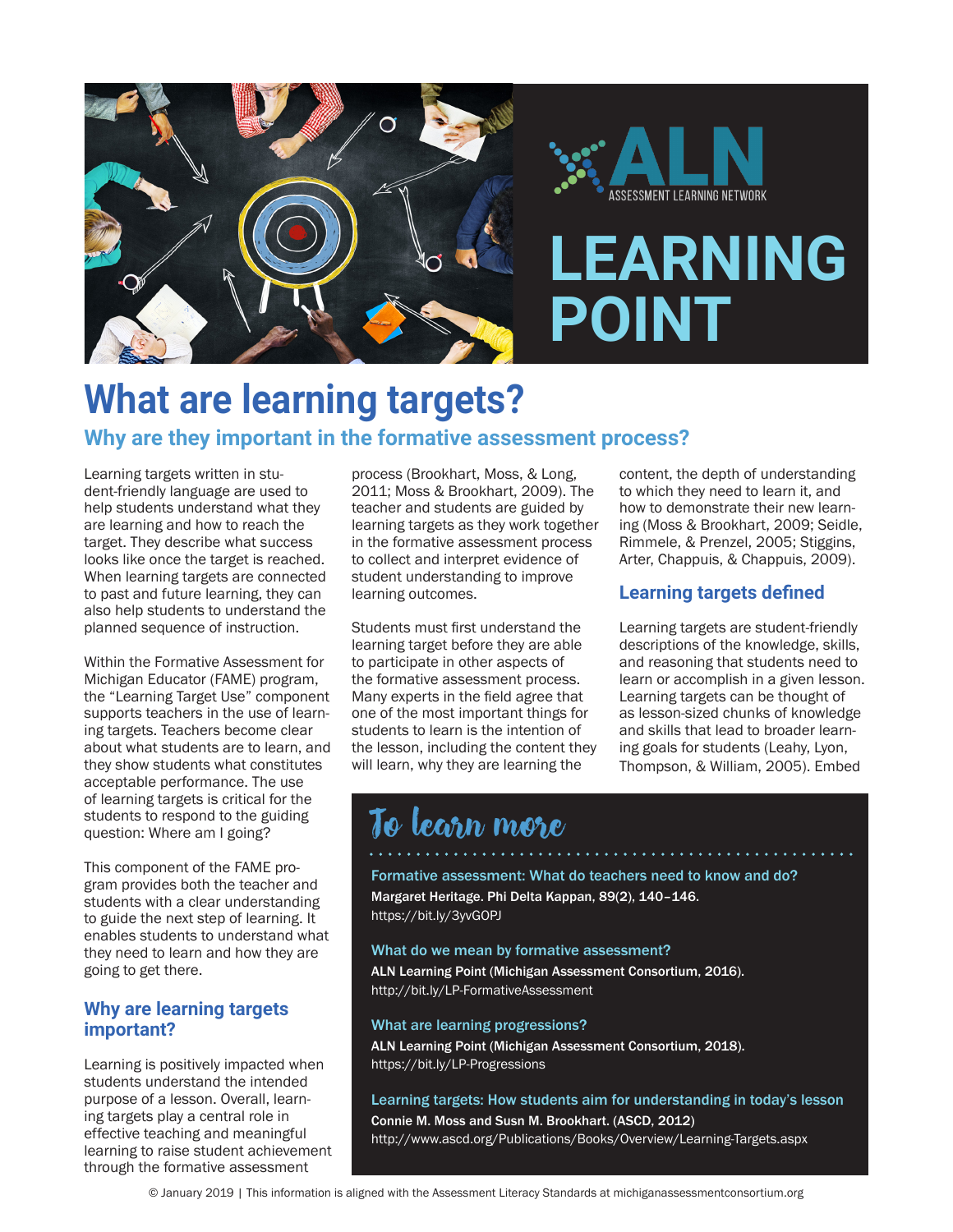ALN ASSESSMENT LEARNING NETWORK

LEARNING POINT

# What are learning targets?

## Why are they important in the formative assessment process?

Learning targets written in student-friendly language are used to help students understand what they are learning and how to reach the target. They describe what success looks like once the target is reached. When learning targets are connected to past and future learning, they can also help students to understand the planned sequence of instruction.

Within the Formative Assessment for Michigan Educator (FAME) program, the "Learning Target Use" component supports teachers in the use of learning targets. Teachers become clear about what students are to learn, and they show students what constitutes acceptable performance. The use of learning targets is critical for the students to respond to the guiding question: Where am I going?

This component of the FAME program provides both the teacher and students with a clear understanding to guide the next step of learning. It enables students to understand what they need to learn and how they are going to get there.

### Why are learning targets important?

Learning is positively impacted when students understand the intended purpose of a lesson. Overall, learning targets play a central role in effective teaching and meaningful learning to raise student achievement through the formative assessment process (Brookhart, Moss, & Long, 2011; Moss & Brookhart, 2009). The teacher and students are guided by learning targets as they work together in the formative assessment process to collect and interpret evidence of student understanding to improve learning outcomes.

Students must first understand the learning target before they are able to participate in other aspects of the formative assessment process. Many experts in the field agree that one of the most important things for students to learn is the intention of the lesson, including the content they will learn, why they are learning the content, the depth of understanding to which they need to learn it, and how to demonstrate their new learning (Moss & Brookhart, 2009; Seidle, Rimmele, & Prenzel, 2005; Stiggins, Arter, Chappuis, & Chappuis, 2009).

### Learning targets defined

Learning targets are student-friendly descriptions of the knowledge, skills, and reasoning that students need to learn or accomplish in a given lesson. Learning targets can be thought of as lesson-sized chunks of knowledge and skills that lead to broader learning goals for students (Leahy, Lyon, Thompson, & William, 2005). Embed

### To learn more

**Formative assessment: What do teachers need to know and do?**
Margaret Heritage. Phi Delta Kappan, 89(2), 140–146.
https://bit.ly/3yvGOPJ

**What do we mean by formative assessment?**
ALN Learning Point (Michigan Assessment Consortium, 2016).
http://bit.ly/LP-FormativeAssessment

**What are learning progressions?**
ALN Learning Point (Michigan Assessment Consortium, 2018).
https://bit.ly/LP-Progressions

**Learning targets: How students aim for understanding in today's lesson**
Connie M. Moss and Susn M. Brookhart. (ASCD, 2012)
http://www.ascd.org/Publications/Books/Overview/Learning-Targets.aspx

© January 2019 | This information is aligned with the Assessment Literacy Standards at michiganassessmentconsortium.org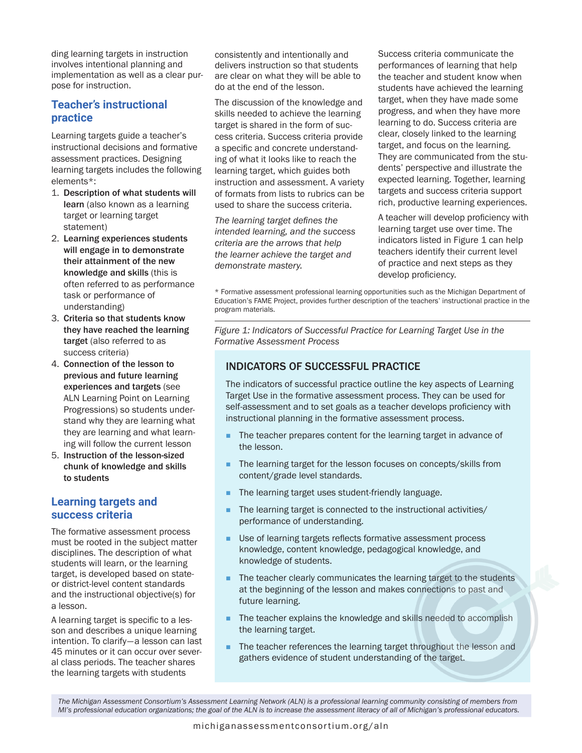ding learning targets in instruction involves intentional planning and implementation as well as a clear purpose for instruction.

## Teacher's instructional practice

Learning targets guide a teacher's instructional decisions and formative assessment practices. Designing learning targets includes the following elements*:

1. **Description of what students will learn** (also known as a learning target or learning target statement)
2. **Learning experiences students will engage in to demonstrate their attainment of the new knowledge and skills** (this is often referred to as performance task or performance of understanding)
3. **Criteria so that students know they have reached the learning target** (also referred to as success criteria)
4. **Connection of the lesson to previous and future learning experiences and targets** (see ALN Learning Point on Learning Progressions) so students understand why they are learning what they are learning and what learning will follow the current lesson
5. **Instruction of the lesson-sized chunk of knowledge and skills to students**

## Learning targets and success criteria

The formative assessment process must be rooted in the subject matter disciplines. The description of what students will learn, or the learning target, is developed based on state- or district-level content standards and the instructional objective(s) for a lesson.

A learning target is specific to a lesson and describes a unique learning intention. To clarify—a lesson can last 45 minutes or it can occur over several class periods. The teacher shares the learning targets with students consistently and intentionally and delivers instruction so that students are clear on what they will be able to do at the end of the lesson.

The discussion of the knowledge and skills needed to achieve the learning target is shared in the form of success criteria. Success criteria provide a specific and concrete understanding of what it looks like to reach the learning target, which guides both instruction and assessment. A variety of formats from lists to rubrics can be used to share the success criteria.

*The learning target defines the intended learning, and the success criteria are the arrows that help the learner achieve the target and demonstrate mastery.*

Success criteria communicate the performances of learning that help the teacher and student know when students have achieved the learning target, when they have made some progress, and when they have more learning to do. Success criteria are clear, closely linked to the learning target, and focus on the learning. They are communicated from the students' perspective and illustrate the expected learning. Together, learning targets and success criteria support rich, productive learning experiences.

A teacher will develop proficiency with learning target use over time. The indicators listed in Figure 1 can help teachers identify their current level of practice and next steps as they develop proficiency.

\* Formative assessment professional learning opportunities such as the Michigan Department of Education's FAME Project, provides further description of the teachers' instructional practice in the program materials.

*Figure 1: Indicators of Successful Practice for Learning Target Use in the Formative Assessment Process*

### INDICATORS OF SUCCESSFUL PRACTICE

The indicators of successful practice outline the key aspects of Learning Target Use in the formative assessment process. They can be used for self-assessment and to set goals as a teacher develops proficiency with instructional planning in the formative assessment process.

- The teacher prepares content for the learning target in advance of the lesson.
- The learning target for the lesson focuses on concepts/skills from content/grade level standards.
- The learning target uses student-friendly language.
- The learning target is connected to the instructional activities/ performance of understanding.
- Use of learning targets reflects formative assessment process knowledge, content knowledge, pedagogical knowledge, and knowledge of students.
- The teacher clearly communicates the learning target to the students at the beginning of the lesson and makes connections to past and future learning.
- The teacher explains the knowledge and skills needed to accomplish the learning target.
- The teacher references the learning target throughout the lesson and gathers evidence of student understanding of the target.

*The Michigan Assessment Consortium's Assessment Learning Network (ALN) is a professional learning community consisting of members from MI's professional education organizations; the goal of the ALN is to increase the assessment literacy of all of Michigan's professional educators.*

michiganassessmentconsortium.org/aln